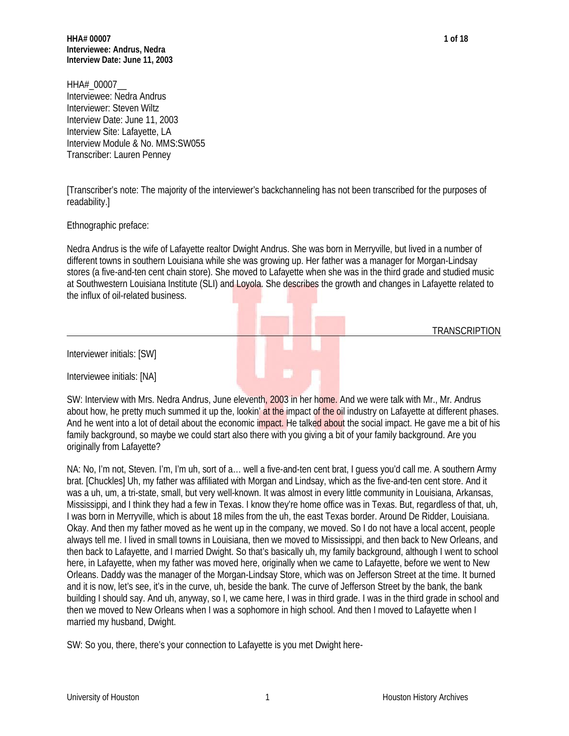HHA#_00007__
Interviewee: Nedra Andrus
Interviewer: Steven Wiltz
Interview Date: June 11, 2003
Interview Site: Lafayette, LA
Interview Module & No. MMS:SW055
Transcriber: Lauren Penney

[Transcriber's note: The majority of the interviewer's backchanneling has not been transcribed for the purposes of readability.]

Ethnographic preface:

Nedra Andrus is the wife of Lafayette realtor Dwight Andrus. She was born in Merryville, but lived in a number of different towns in southern Louisiana while she was growing up. Her father was a manager for Morgan-Lindsay stores (a five-and-ten cent chain store). She moved to Lafayette when she was in the third grade and studied music at Southwestern Louisiana Institute (SLI) and Loyola. She describes the growth and changes in Lafayette related to the influx of oil-related business.

---

TRANSCRIPTION

Interviewer initials: [SW]

Interviewee initials: [NA]

SW: Interview with Mrs. Nedra Andrus, June eleventh, 2003 in her home. And we were talk with Mr., Mr. Andrus about how, he pretty much summed it up the, lookin' at the impact of the oil industry on Lafayette at different phases. And he went into a lot of detail about the economic impact. He talked about the social impact. He gave me a bit of his family background, so maybe we could start also there with you giving a bit of your family background. Are you originally from Lafayette?

NA: No, I'm not, Steven. I'm, I'm uh, sort of a… well a five-and-ten cent brat, I guess you'd call me. A southern Army brat. [Chuckles] Uh, my father was affiliated with Morgan and Lindsay, which as the five-and-ten cent store. And it was a uh, um, a tri-state, small, but very well-known. It was almost in every little community in Louisiana, Arkansas, Mississippi, and I think they had a few in Texas. I know they're home office was in Texas. But, regardless of that, uh, I was born in Merryville, which is about 18 miles from the uh, the east Texas border. Around De Ridder, Louisiana. Okay. And then my father moved as he went up in the company, we moved. So I do not have a local accent, people always tell me. I lived in small towns in Louisiana, then we moved to Mississippi, and then back to New Orleans, and then back to Lafayette, and I married Dwight. So that's basically uh, my family background, although I went to school here, in Lafayette, when my father was moved here, originally when we came to Lafayette, before we went to New Orleans. Daddy was the manager of the Morgan-Lindsay Store, which was on Jefferson Street at the time. It burned and it is now, let's see, it's in the curve, uh, beside the bank. The curve of Jefferson Street by the bank, the bank building I should say. And uh, anyway, so I, we came here, I was in third grade. I was in the third grade in school and then we moved to New Orleans when I was a sophomore in high school. And then I moved to Lafayette when I married my husband, Dwight.

SW: So you, there, there's your connection to Lafayette is you met Dwight here-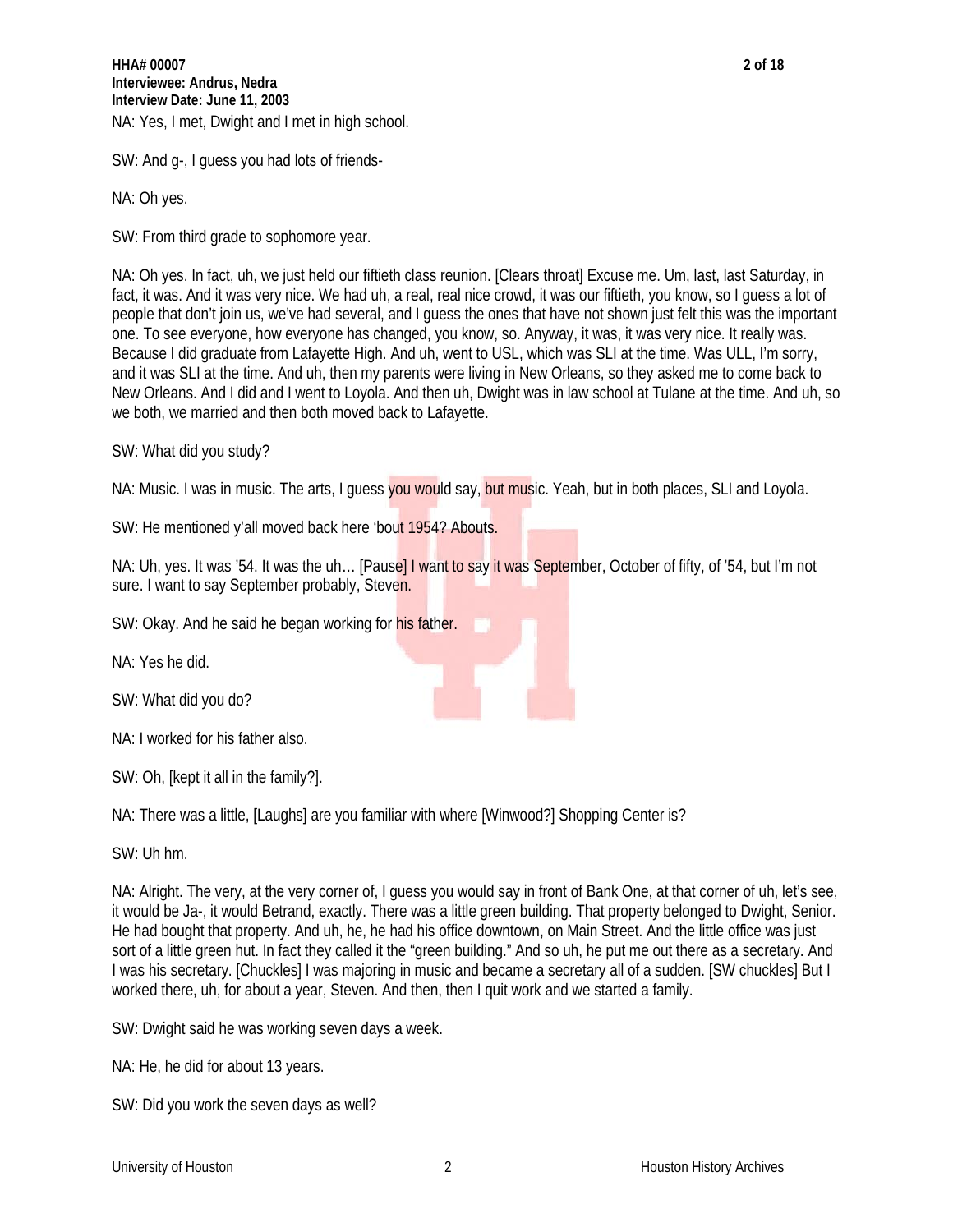NA: Yes, I met, Dwight and I met in high school.

SW: And g-, I guess you had lots of friends-

NA: Oh yes.

SW: From third grade to sophomore year.

NA: Oh yes. In fact, uh, we just held our fiftieth class reunion. [Clears throat] Excuse me. Um, last, last Saturday, in fact, it was. And it was very nice. We had uh, a real, real nice crowd, it was our fiftieth, you know, so I guess a lot of people that don't join us, we've had several, and I guess the ones that have not shown just felt this was the important one. To see everyone, how everyone has changed, you know, so. Anyway, it was, it was very nice. It really was. Because I did graduate from Lafayette High. And uh, went to USL, which was SLI at the time. Was ULL, I'm sorry, and it was SLI at the time. And uh, then my parents were living in New Orleans, so they asked me to come back to New Orleans. And I did and I went to Loyola. And then uh, Dwight was in law school at Tulane at the time. And uh, so we both, we married and then both moved back to Lafayette.

SW: What did you study?

NA: Music. I was in music. The arts, I guess you would say, but music. Yeah, but in both places, SLI and Loyola.

SW: He mentioned y'all moved back here 'bout 1954? Abouts.

NA: Uh, yes. It was '54. It was the uh… [Pause] I want to say it was September, October of fifty, of '54, but I'm not sure. I want to say September probably, Steven.

SW: Okay. And he said he began working for his father.

NA: Yes he did.

SW: What did you do?

NA: I worked for his father also.

SW: Oh, [kept it all in the family?].

NA: There was a little, [Laughs] are you familiar with where [Winwood?] Shopping Center is?

SW: Uh hm.

NA: Alright. The very, at the very corner of, I guess you would say in front of Bank One, at that corner of uh, let's see, it would be Ja-, it would Betrand, exactly. There was a little green building. That property belonged to Dwight, Senior. He had bought that property. And uh, he, he had his office downtown, on Main Street. And the little office was just sort of a little green hut. In fact they called it the "green building." And so uh, he put me out there as a secretary. And I was his secretary. [Chuckles] I was majoring in music and became a secretary all of a sudden. [SW chuckles] But I worked there, uh, for about a year, Steven. And then, then I quit work and we started a family.

SW: Dwight said he was working seven days a week.

NA: He, he did for about 13 years.

SW: Did you work the seven days as well?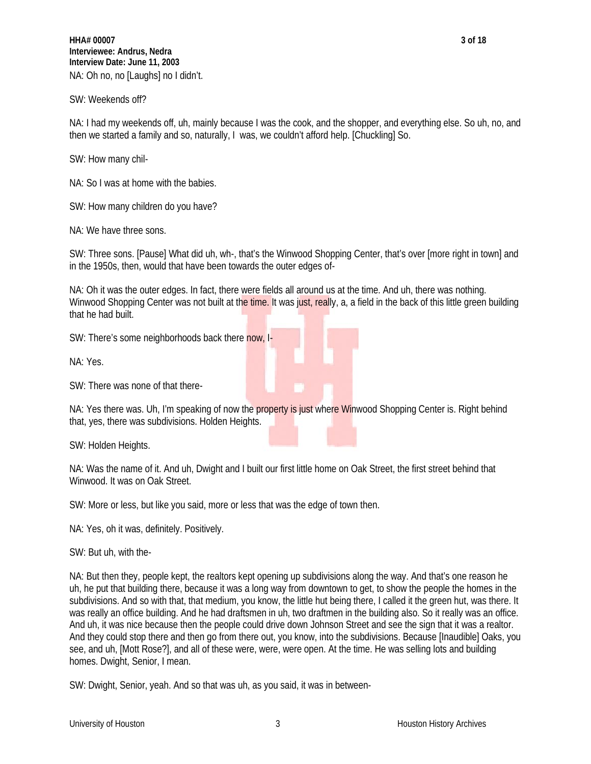NA: Oh no, no [Laughs] no I didn't.

SW: Weekends off?

NA: I had my weekends off, uh, mainly because I was the cook, and the shopper, and everything else. So uh, no, and then we started a family and so, naturally, I was, we couldn't afford help. [Chuckling] So.

SW: How many chil-

NA: So I was at home with the babies.

SW: How many children do you have?

NA: We have three sons.

SW: Three sons. [Pause] What did uh, wh-, that's the Winwood Shopping Center, that's over [more right in town] and in the 1950s, then, would that have been towards the outer edges of-

NA: Oh it was the outer edges. In fact, there were fields all around us at the time. And uh, there was nothing. Winwood Shopping Center was not built at the time. It was just, really, a, a field in the back of this little green building that he had built.

SW: There's some neighborhoods back there now, I-

NA: Yes.

SW: There was none of that there-

NA: Yes there was. Uh, I'm speaking of now the property is just where Winwood Shopping Center is. Right behind that, yes, there was subdivisions. Holden Heights.

SW: Holden Heights.

NA: Was the name of it. And uh, Dwight and I built our first little home on Oak Street, the first street behind that Winwood. It was on Oak Street.

SW: More or less, but like you said, more or less that was the edge of town then.

NA: Yes, oh it was, definitely. Positively.

SW: But uh, with the-

NA: But then they, people kept, the realtors kept opening up subdivisions along the way. And that's one reason he uh, he put that building there, because it was a long way from downtown to get, to show the people the homes in the subdivisions. And so with that, that medium, you know, the little hut being there, I called it the green hut, was there. It was really an office building. And he had draftsmen in uh, two draftmen in the building also. So it really was an office. And uh, it was nice because then the people could drive down Johnson Street and see the sign that it was a realtor. And they could stop there and then go from there out, you know, into the subdivisions. Because [Inaudible] Oaks, you see, and uh, [Mott Rose?], and all of these were, were, were open. At the time. He was selling lots and building homes. Dwight, Senior, I mean.

SW: Dwight, Senior, yeah. And so that was uh, as you said, it was in between-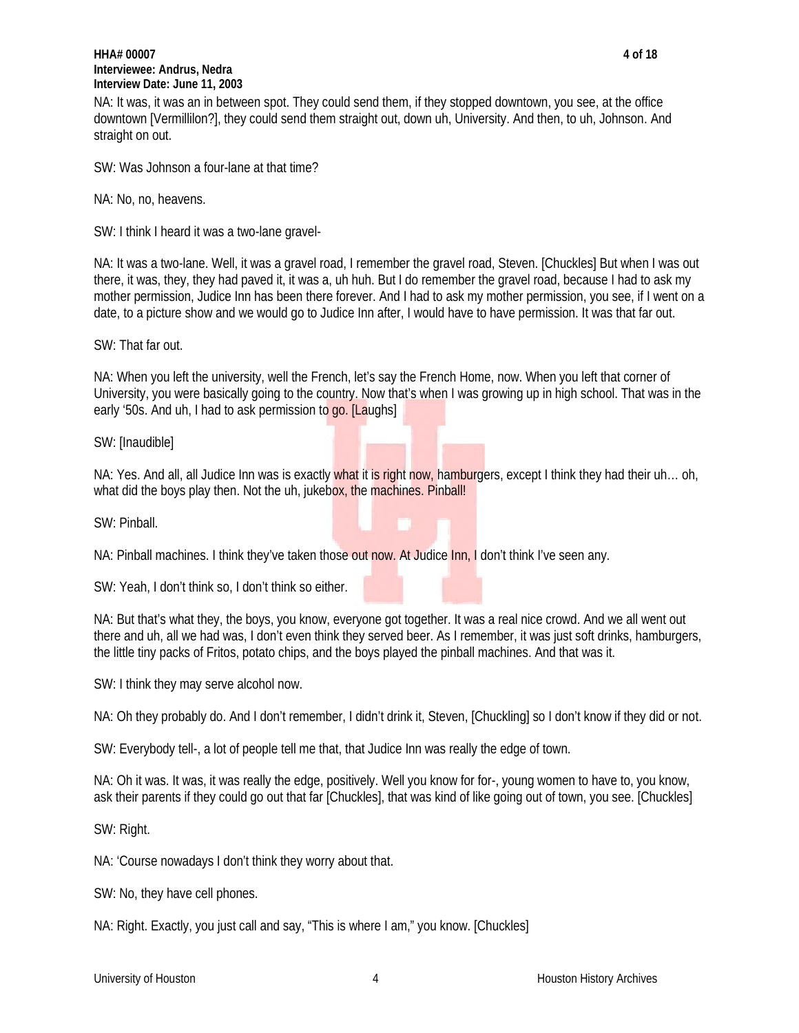NA: It was, it was an in between spot. They could send them, if they stopped downtown, you see, at the office downtown [Vermillilon?], they could send them straight out, down uh, University. And then, to uh, Johnson. And straight on out.

SW: Was Johnson a four-lane at that time?

NA: No, no, heavens.

SW: I think I heard it was a two-lane gravel-

NA: It was a two-lane. Well, it was a gravel road, I remember the gravel road, Steven. [Chuckles] But when I was out there, it was, they, they had paved it, it was a, uh huh. But I do remember the gravel road, because I had to ask my mother permission, Judice Inn has been there forever. And I had to ask my mother permission, you see, if I went on a date, to a picture show and we would go to Judice Inn after, I would have to have permission. It was that far out.

SW: That far out.

NA: When you left the university, well the French, let's say the French Home, now. When you left that corner of University, you were basically going to the country. Now that's when I was growing up in high school. That was in the early '50s. And uh, I had to ask permission to go. [Laughs]

SW: [Inaudible]

NA: Yes. And all, all Judice Inn was is exactly what it is right now, hamburgers, except I think they had their uh… oh, what did the boys play then. Not the uh, jukebox, the machines. Pinball!

SW: Pinball.

NA: Pinball machines. I think they've taken those out now. At Judice Inn, I don't think I've seen any.

SW: Yeah, I don't think so, I don't think so either.

NA: But that's what they, the boys, you know, everyone got together. It was a real nice crowd. And we all went out there and uh, all we had was, I don't even think they served beer. As I remember, it was just soft drinks, hamburgers, the little tiny packs of Fritos, potato chips, and the boys played the pinball machines. And that was it.

SW: I think they may serve alcohol now.

NA: Oh they probably do. And I don't remember, I didn't drink it, Steven, [Chuckling] so I don't know if they did or not.

SW: Everybody tell-, a lot of people tell me that, that Judice Inn was really the edge of town.

NA: Oh it was. It was, it was really the edge, positively. Well you know for for-, young women to have to, you know, ask their parents if they could go out that far [Chuckles], that was kind of like going out of town, you see. [Chuckles]

SW: Right.

NA: 'Course nowadays I don't think they worry about that.

SW: No, they have cell phones.

NA: Right. Exactly, you just call and say, "This is where I am," you know. [Chuckles]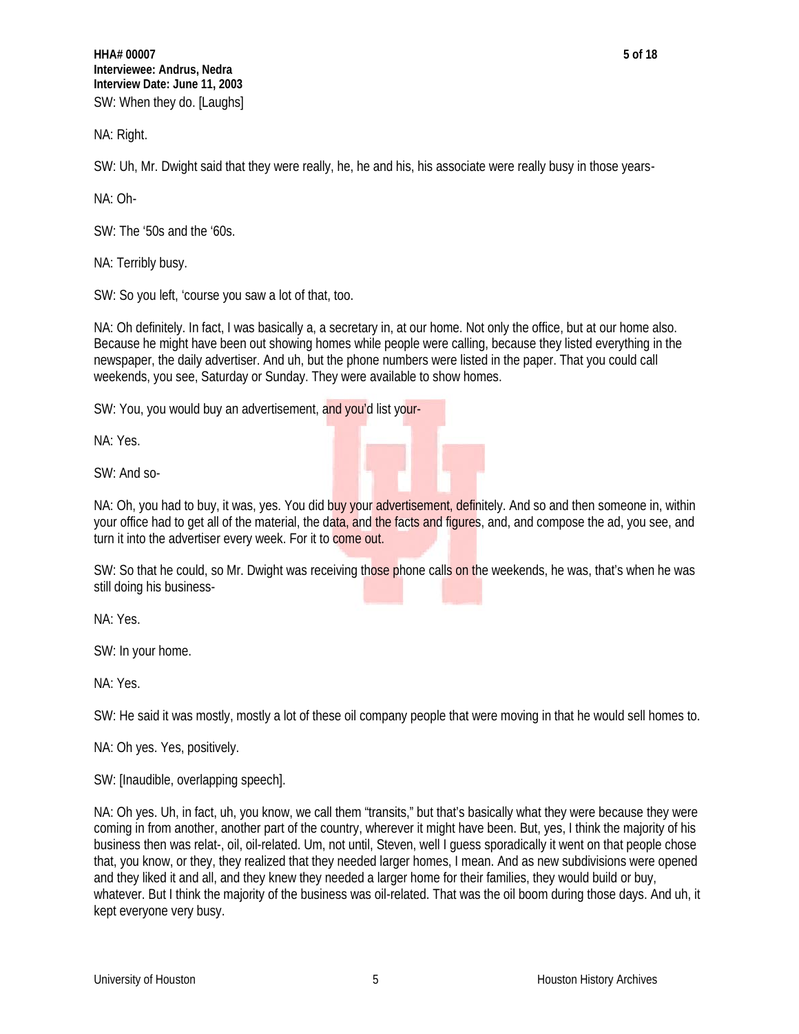SW: When they do. [Laughs]

NA: Right.

SW: Uh, Mr. Dwight said that they were really, he, he and his, his associate were really busy in those years-

NA: Oh-

SW: The '50s and the '60s.

NA: Terribly busy.

SW: So you left, 'course you saw a lot of that, too.

NA: Oh definitely. In fact, I was basically a, a secretary in, at our home. Not only the office, but at our home also. Because he might have been out showing homes while people were calling, because they listed everything in the newspaper, the daily advertiser. And uh, but the phone numbers were listed in the paper. That you could call weekends, you see, Saturday or Sunday. They were available to show homes.

SW: You, you would buy an advertisement, and you'd list your-

NA: Yes.

SW: And so-

NA: Oh, you had to buy, it was, yes. You did buy your advertisement, definitely. And so and then someone in, within your office had to get all of the material, the data, and the facts and figures, and, and compose the ad, you see, and turn it into the advertiser every week. For it to come out.

SW: So that he could, so Mr. Dwight was receiving those phone calls on the weekends, he was, that's when he was still doing his business-

NA: Yes.

SW: In your home.

NA: Yes.

SW: He said it was mostly, mostly a lot of these oil company people that were moving in that he would sell homes to.

NA: Oh yes. Yes, positively.

SW: [Inaudible, overlapping speech].

NA: Oh yes. Uh, in fact, uh, you know, we call them "transits," but that's basically what they were because they were coming in from another, another part of the country, wherever it might have been. But, yes, I think the majority of his business then was relat-, oil, oil-related. Um, not until, Steven, well I guess sporadically it went on that people chose that, you know, or they, they realized that they needed larger homes, I mean. And as new subdivisions were opened and they liked it and all, and they knew they needed a larger home for their families, they would build or buy, whatever. But I think the majority of the business was oil-related. That was the oil boom during those days. And uh, it kept everyone very busy.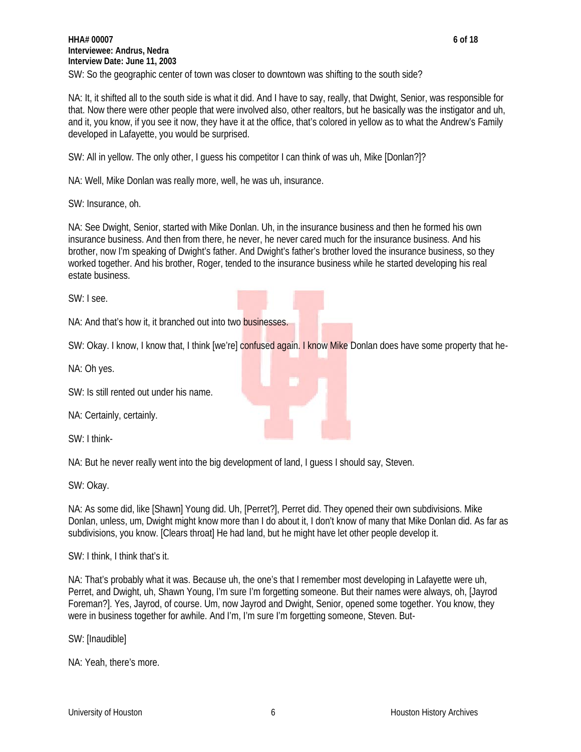SW: So the geographic center of town was closer to downtown was shifting to the south side?

NA: It, it shifted all to the south side is what it did. And I have to say, really, that Dwight, Senior, was responsible for that. Now there were other people that were involved also, other realtors, but he basically was the instigator and uh, and it, you know, if you see it now, they have it at the office, that's colored in yellow as to what the Andrew's Family developed in Lafayette, you would be surprised.

SW: All in yellow. The only other, I guess his competitor I can think of was uh, Mike [Donlan?]?

NA: Well, Mike Donlan was really more, well, he was uh, insurance.

SW: Insurance, oh.

NA: See Dwight, Senior, started with Mike Donlan. Uh, in the insurance business and then he formed his own insurance business. And then from there, he never, he never cared much for the insurance business. And his brother, now I'm speaking of Dwight's father. And Dwight's father's brother loved the insurance business, so they worked together. And his brother, Roger, tended to the insurance business while he started developing his real estate business.

SW: I see.

NA: And that's how it, it branched out into two businesses.

SW: Okay. I know, I know that, I think [we're] confused again. I know Mike Donlan does have some property that he-

NA: Oh yes.

SW: Is still rented out under his name.

NA: Certainly, certainly.

SW: I think-

NA: But he never really went into the big development of land, I guess I should say, Steven.

SW: Okay.

NA: As some did, like [Shawn] Young did. Uh, [Perret?], Perret did. They opened their own subdivisions. Mike Donlan, unless, um, Dwight might know more than I do about it, I don't know of many that Mike Donlan did. As far as subdivisions, you know. [Clears throat] He had land, but he might have let other people develop it.

SW: I think, I think that's it.

NA: That's probably what it was. Because uh, the one's that I remember most developing in Lafayette were uh, Perret, and Dwight, uh, Shawn Young, I'm sure I'm forgetting someone. But their names were always, oh, [Jayrod Foreman?]. Yes, Jayrod, of course. Um, now Jayrod and Dwight, Senior, opened some together. You know, they were in business together for awhile. And I'm, I'm sure I'm forgetting someone, Steven. But-

SW: [Inaudible]

NA: Yeah, there's more.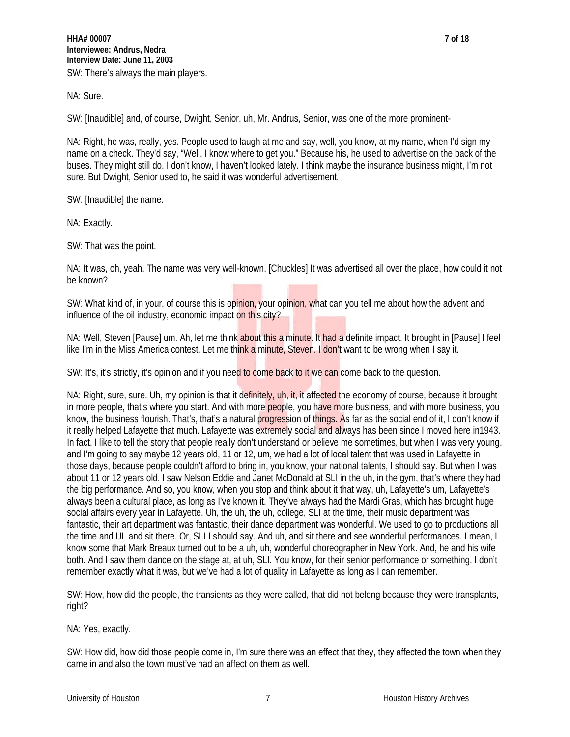SW: There's always the main players.

NA: Sure.

SW: [Inaudible] and, of course, Dwight, Senior, uh, Mr. Andrus, Senior, was one of the more prominent-

NA: Right, he was, really, yes. People used to laugh at me and say, well, you know, at my name, when I'd sign my name on a check. They'd say, "Well, I know where to get you." Because his, he used to advertise on the back of the buses. They might still do, I don't know, I haven't looked lately. I think maybe the insurance business might, I'm not sure. But Dwight, Senior used to, he said it was wonderful advertisement.

SW: [Inaudible] the name.

NA: Exactly.

SW: That was the point.

NA: It was, oh, yeah. The name was very well-known. [Chuckles] It was advertised all over the place, how could it not be known?

SW: What kind of, in your, of course this is opinion, your opinion, what can you tell me about how the advent and influence of the oil industry, economic impact on this city?

NA: Well, Steven [Pause] um. Ah, let me think about this a minute. It had a definite impact. It brought in [Pause] I feel like I'm in the Miss America contest. Let me think a minute, Steven. I don't want to be wrong when I say it.

SW: It's, it's strictly, it's opinion and if you need to come back to it we can come back to the question.

NA: Right, sure, sure. Uh, my opinion is that it definitely, uh, it, it affected the economy of course, because it brought in more people, that's where you start. And with more people, you have more business, and with more business, you know, the business flourish. That's, that's a natural progression of things. As far as the social end of it, I don't know if it really helped Lafayette that much. Lafayette was extremely social and always has been since I moved here in1943. In fact, I like to tell the story that people really don't understand or believe me sometimes, but when I was very young, and I'm going to say maybe 12 years old, 11 or 12, um, we had a lot of local talent that was used in Lafayette in those days, because people couldn't afford to bring in, you know, your national talents, I should say. But when I was about 11 or 12 years old, I saw Nelson Eddie and Janet McDonald at SLI in the uh, in the gym, that's where they had the big performance. And so, you know, when you stop and think about it that way, uh, Lafayette's um, Lafayette's always been a cultural place, as long as I've known it. They've always had the Mardi Gras, which has brought huge social affairs every year in Lafayette. Uh, the uh, the uh, college, SLI at the time, their music department was fantastic, their art department was fantastic, their dance department was wonderful. We used to go to productions all the time and UL and sit there. Or, SLI I should say. And uh, and sit there and see wonderful performances. I mean, I know some that Mark Breaux turned out to be a uh, uh, wonderful choreographer in New York. And, he and his wife both. And I saw them dance on the stage at, at uh, SLI. You know, for their senior performance or something. I don't remember exactly what it was, but we've had a lot of quality in Lafayette as long as I can remember.

SW: How, how did the people, the transients as they were called, that did not belong because they were transplants, right?

NA: Yes, exactly.

SW: How did, how did those people come in, I'm sure there was an effect that they, they affected the town when they came in and also the town must've had an affect on them as well.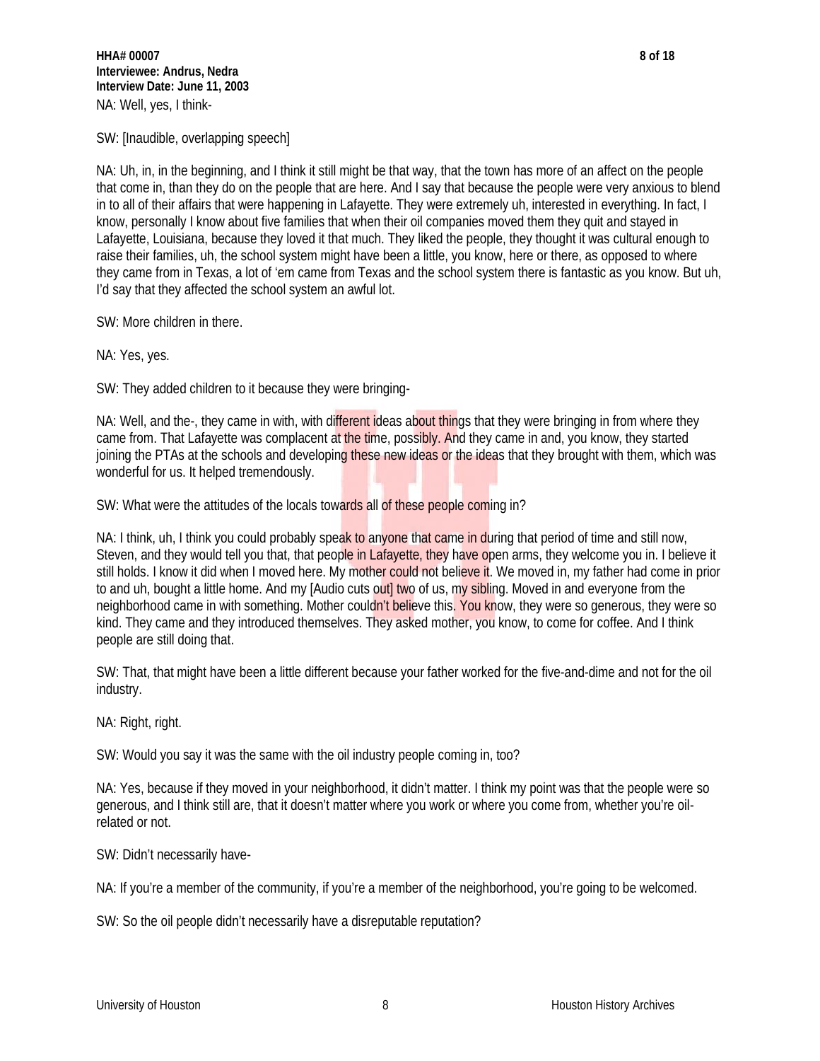NA: Well, yes, I think-

SW: [Inaudible, overlapping speech]

NA: Uh, in, in the beginning, and I think it still might be that way, that the town has more of an affect on the people that come in, than they do on the people that are here. And I say that because the people were very anxious to blend in to all of their affairs that were happening in Lafayette. They were extremely uh, interested in everything. In fact, I know, personally I know about five families that when their oil companies moved them they quit and stayed in Lafayette, Louisiana, because they loved it that much. They liked the people, they thought it was cultural enough to raise their families, uh, the school system might have been a little, you know, here or there, as opposed to where they came from in Texas, a lot of 'em came from Texas and the school system there is fantastic as you know. But uh, I'd say that they affected the school system an awful lot.

SW: More children in there.

NA: Yes, yes.

SW: They added children to it because they were bringing-

NA: Well, and the-, they came in with, with different ideas about things that they were bringing in from where they came from. That Lafayette was complacent at the time, possibly. And they came in and, you know, they started joining the PTAs at the schools and developing these new ideas or the ideas that they brought with them, which was wonderful for us. It helped tremendously.

SW: What were the attitudes of the locals towards all of these people coming in?

NA: I think, uh, I think you could probably speak to anyone that came in during that period of time and still now, Steven, and they would tell you that, that people in Lafayette, they have open arms, they welcome you in. I believe it still holds. I know it did when I moved here. My mother could not believe it. We moved in, my father had come in prior to and uh, bought a little home. And my [Audio cuts out] two of us, my sibling. Moved in and everyone from the neighborhood came in with something. Mother couldn't believe this. You know, they were so generous, they were so kind. They came and they introduced themselves. They asked mother, you know, to come for coffee. And I think people are still doing that.

SW: That, that might have been a little different because your father worked for the five-and-dime and not for the oil industry.

NA: Right, right.

SW: Would you say it was the same with the oil industry people coming in, too?

NA: Yes, because if they moved in your neighborhood, it didn't matter. I think my point was that the people were so generous, and I think still are, that it doesn't matter where you work or where you come from, whether you're oil-related or not.

SW: Didn't necessarily have-

NA: If you're a member of the community, if you're a member of the neighborhood, you're going to be welcomed.

SW: So the oil people didn't necessarily have a disreputable reputation?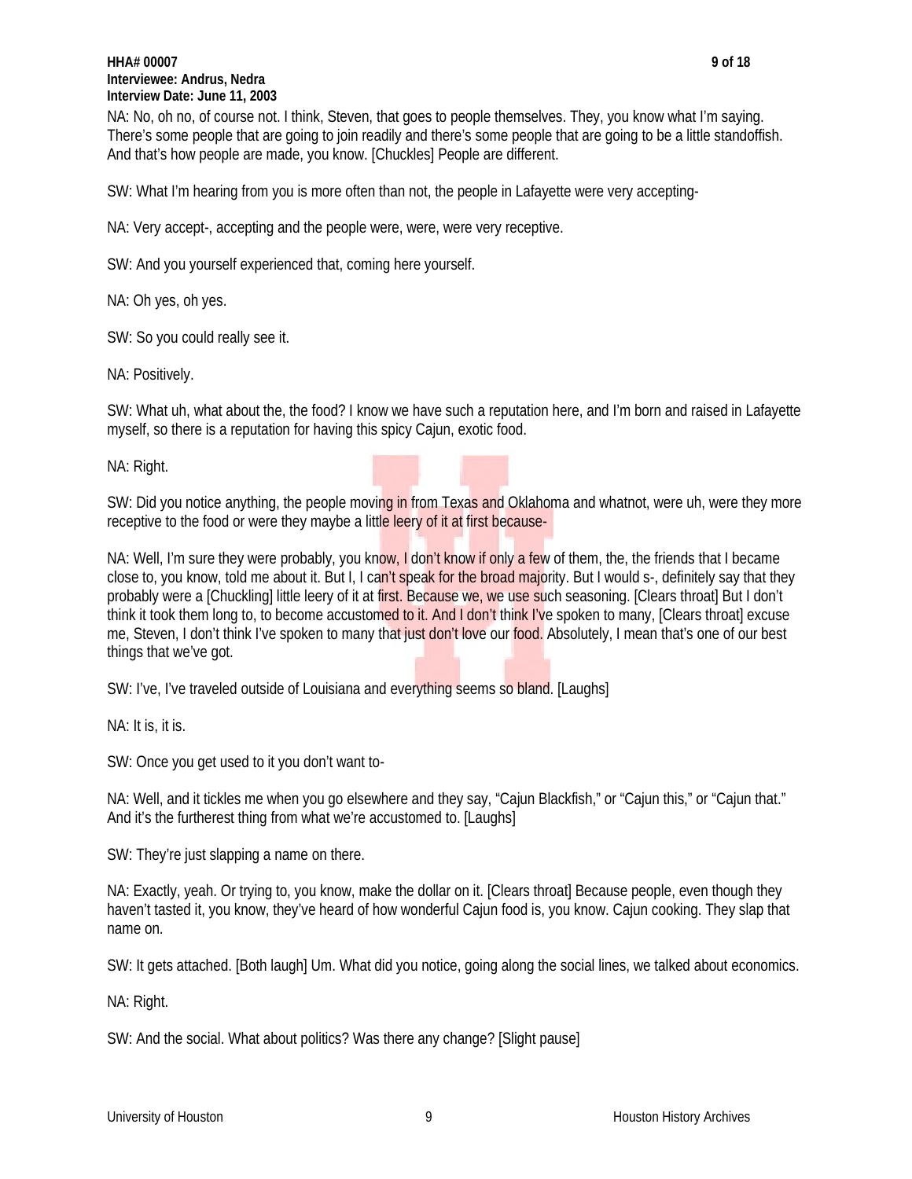NA: No, oh no, of course not. I think, Steven, that goes to people themselves. They, you know what I'm saying. There's some people that are going to join readily and there's some people that are going to be a little standoffish. And that's how people are made, you know. [Chuckles] People are different.

SW: What I'm hearing from you is more often than not, the people in Lafayette were very accepting-

NA: Very accept-, accepting and the people were, were, were very receptive.

SW: And you yourself experienced that, coming here yourself.

NA: Oh yes, oh yes.

SW: So you could really see it.

NA: Positively.

SW: What uh, what about the, the food? I know we have such a reputation here, and I'm born and raised in Lafayette myself, so there is a reputation for having this spicy Cajun, exotic food.

NA: Right.

SW: Did you notice anything, the people moving in from Texas and Oklahoma and whatnot, were uh, were they more receptive to the food or were they maybe a little leery of it at first because-

NA: Well, I'm sure they were probably, you know, I don't know if only a few of them, the, the friends that I became close to, you know, told me about it. But I, I can't speak for the broad majority. But I would s-, definitely say that they probably were a [Chuckling] little leery of it at first. Because we, we use such seasoning. [Clears throat] But I don't think it took them long to, to become accustomed to it. And I don't think I've spoken to many, [Clears throat] excuse me, Steven, I don't think I've spoken to many that just don't love our food. Absolutely, I mean that's one of our best things that we've got.

SW: I've, I've traveled outside of Louisiana and everything seems so bland. [Laughs]

NA: It is, it is.

SW: Once you get used to it you don't want to-

NA: Well, and it tickles me when you go elsewhere and they say, "Cajun Blackfish," or "Cajun this," or "Cajun that." And it's the furtherest thing from what we're accustomed to. [Laughs]

SW: They're just slapping a name on there.

NA: Exactly, yeah. Or trying to, you know, make the dollar on it. [Clears throat] Because people, even though they haven't tasted it, you know, they've heard of how wonderful Cajun food is, you know. Cajun cooking. They slap that name on.

SW: It gets attached. [Both laugh] Um. What did you notice, going along the social lines, we talked about economics.

NA: Right.

SW: And the social. What about politics? Was there any change? [Slight pause]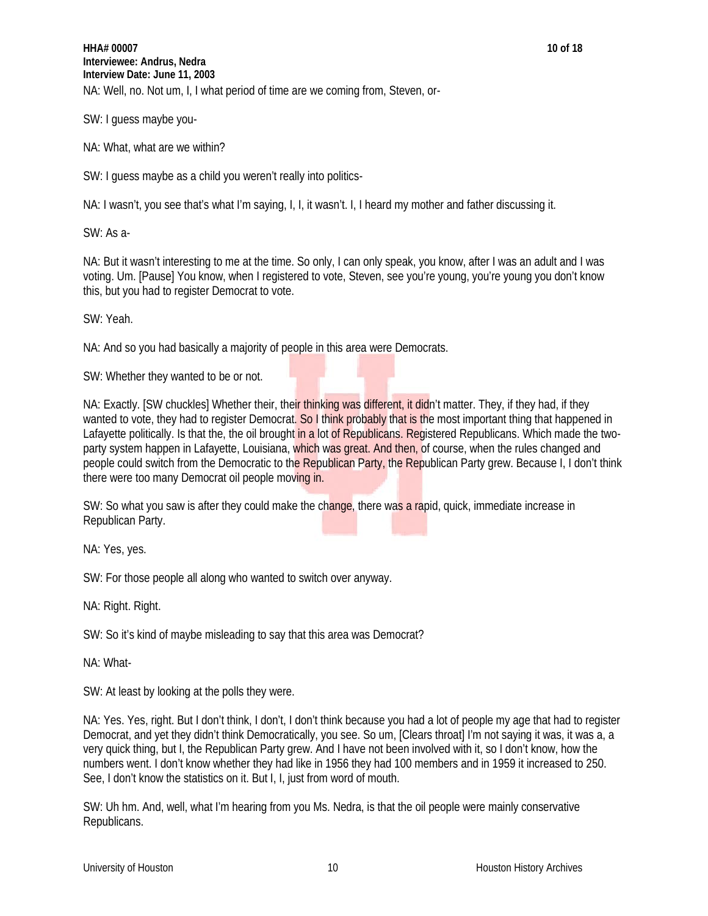NA: Well, no. Not um, I, I what period of time are we coming from, Steven, or-

SW: I guess maybe you-

NA: What, what are we within?

SW: I guess maybe as a child you weren't really into politics-

NA: I wasn't, you see that's what I'm saying, I, I, it wasn't. I, I heard my mother and father discussing it.

SW: As a-

NA: But it wasn't interesting to me at the time. So only, I can only speak, you know, after I was an adult and I was voting. Um. [Pause] You know, when I registered to vote, Steven, see you're young, you're young you don't know this, but you had to register Democrat to vote.

SW: Yeah.

NA: And so you had basically a majority of people in this area were Democrats.

SW: Whether they wanted to be or not.

NA: Exactly. [SW chuckles] Whether their, their thinking was different, it didn't matter. They, if they had, if they wanted to vote, they had to register Democrat. So I think probably that is the most important thing that happened in Lafayette politically. Is that the, the oil brought in a lot of Republicans. Registered Republicans. Which made the two-party system happen in Lafayette, Louisiana, which was great. And then, of course, when the rules changed and people could switch from the Democratic to the Republican Party, the Republican Party grew. Because I, I don't think there were too many Democrat oil people moving in.

SW: So what you saw is after they could make the change, there was a rapid, quick, immediate increase in Republican Party.

NA: Yes, yes.

SW: For those people all along who wanted to switch over anyway.

NA: Right. Right.

SW: So it's kind of maybe misleading to say that this area was Democrat?

NA: What-

SW: At least by looking at the polls they were.

NA: Yes. Yes, right. But I don't think, I don't, I don't think because you had a lot of people my age that had to register Democrat, and yet they didn't think Democratically, you see. So um, [Clears throat] I'm not saying it was, it was a, a very quick thing, but I, the Republican Party grew. And I have not been involved with it, so I don't know, how the numbers went. I don't know whether they had like in 1956 they had 100 members and in 1959 it increased to 250. See, I don't know the statistics on it. But I, I, just from word of mouth.

SW: Uh hm. And, well, what I'm hearing from you Ms. Nedra, is that the oil people were mainly conservative Republicans.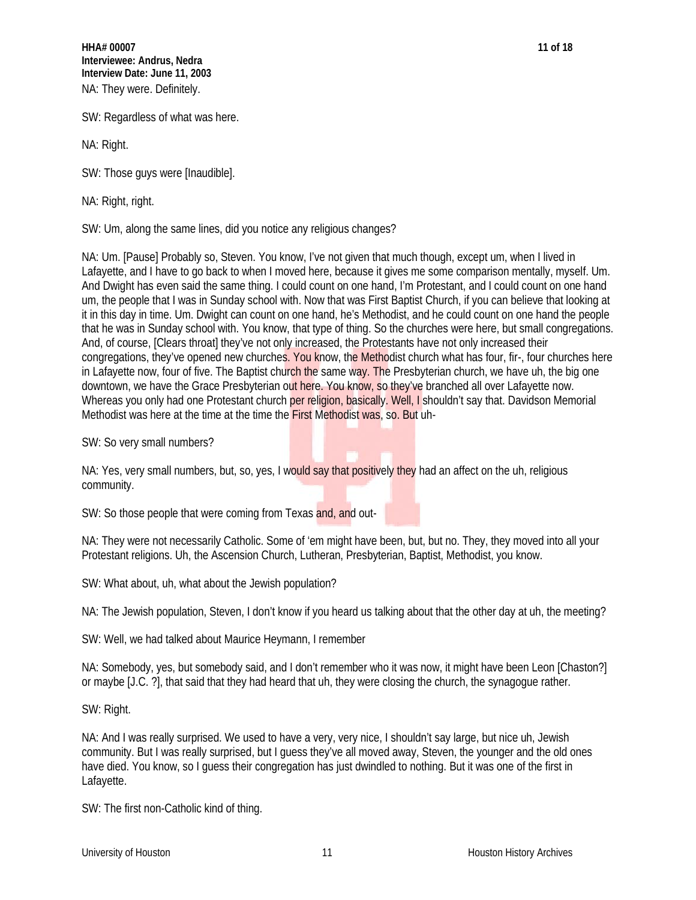NA: They were. Definitely.

SW: Regardless of what was here.

NA: Right.

SW: Those guys were [Inaudible].

NA: Right, right.

SW: Um, along the same lines, did you notice any religious changes?

NA: Um. [Pause] Probably so, Steven. You know, I've not given that much though, except um, when I lived in Lafayette, and I have to go back to when I moved here, because it gives me some comparison mentally, myself. Um. And Dwight has even said the same thing. I could count on one hand, I'm Protestant, and I could count on one hand um, the people that I was in Sunday school with. Now that was First Baptist Church, if you can believe that looking at it in this day in time. Um. Dwight can count on one hand, he's Methodist, and he could count on one hand the people that he was in Sunday school with. You know, that type of thing. So the churches were here, but small congregations. And, of course, [Clears throat] they've not only increased, the Protestants have not only increased their congregations, they've opened new churches. You know, the Methodist church what has four, fir-, four churches here in Lafayette now, four of five. The Baptist church the same way. The Presbyterian church, we have uh, the big one downtown, we have the Grace Presbyterian out here. You know, so they've branched all over Lafayette now. Whereas you only had one Protestant church per religion, basically. Well, I shouldn't say that. Davidson Memorial Methodist was here at the time at the time the First Methodist was, so. But uh-

SW: So very small numbers?

NA: Yes, very small numbers, but, so, yes, I would say that positively they had an affect on the uh, religious community.

SW: So those people that were coming from Texas and, and out-

NA: They were not necessarily Catholic. Some of 'em might have been, but, but no. They, they moved into all your Protestant religions. Uh, the Ascension Church, Lutheran, Presbyterian, Baptist, Methodist, you know.

SW: What about, uh, what about the Jewish population?

NA: The Jewish population, Steven, I don't know if you heard us talking about that the other day at uh, the meeting?

SW: Well, we had talked about Maurice Heymann, I remember

NA: Somebody, yes, but somebody said, and I don't remember who it was now, it might have been Leon [Chaston?] or maybe [J.C. ?], that said that they had heard that uh, they were closing the church, the synagogue rather.

SW: Right.

NA: And I was really surprised. We used to have a very, very nice, I shouldn't say large, but nice uh, Jewish community. But I was really surprised, but I guess they've all moved away, Steven, the younger and the old ones have died. You know, so I guess their congregation has just dwindled to nothing. But it was one of the first in Lafayette.

SW: The first non-Catholic kind of thing.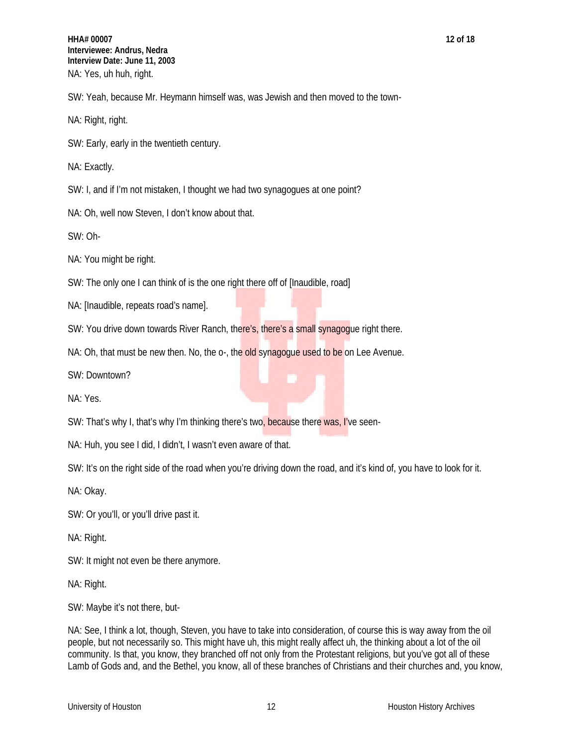NA: Yes, uh huh, right.

SW: Yeah, because Mr. Heymann himself was, was Jewish and then moved to the town-

NA: Right, right.

SW: Early, early in the twentieth century.

NA: Exactly.

SW: I, and if I'm not mistaken, I thought we had two synagogues at one point?

NA: Oh, well now Steven, I don't know about that.

SW: Oh-

NA: You might be right.

SW: The only one I can think of is the one right there off of [Inaudible, road]

NA: [Inaudible, repeats road's name].

SW: You drive down towards River Ranch, there's, there's a small synagogue right there.

NA: Oh, that must be new then. No, the o-, the old synagogue used to be on Lee Avenue.

SW: Downtown?

NA: Yes.

SW: That's why I, that's why I'm thinking there's two, because there was, I've seen-

NA: Huh, you see I did, I didn't, I wasn't even aware of that.

SW: It's on the right side of the road when you're driving down the road, and it's kind of, you have to look for it.

NA: Okay.

SW: Or you'll, or you'll drive past it.

NA: Right.

SW: It might not even be there anymore.

NA: Right.

SW: Maybe it's not there, but-

NA: See, I think a lot, though, Steven, you have to take into consideration, of course this is way away from the oil people, but not necessarily so. This might have uh, this might really affect uh, the thinking about a lot of the oil community. Is that, you know, they branched off not only from the Protestant religions, but you've got all of these Lamb of Gods and, and the Bethel, you know, all of these branches of Christians and their churches and, you know,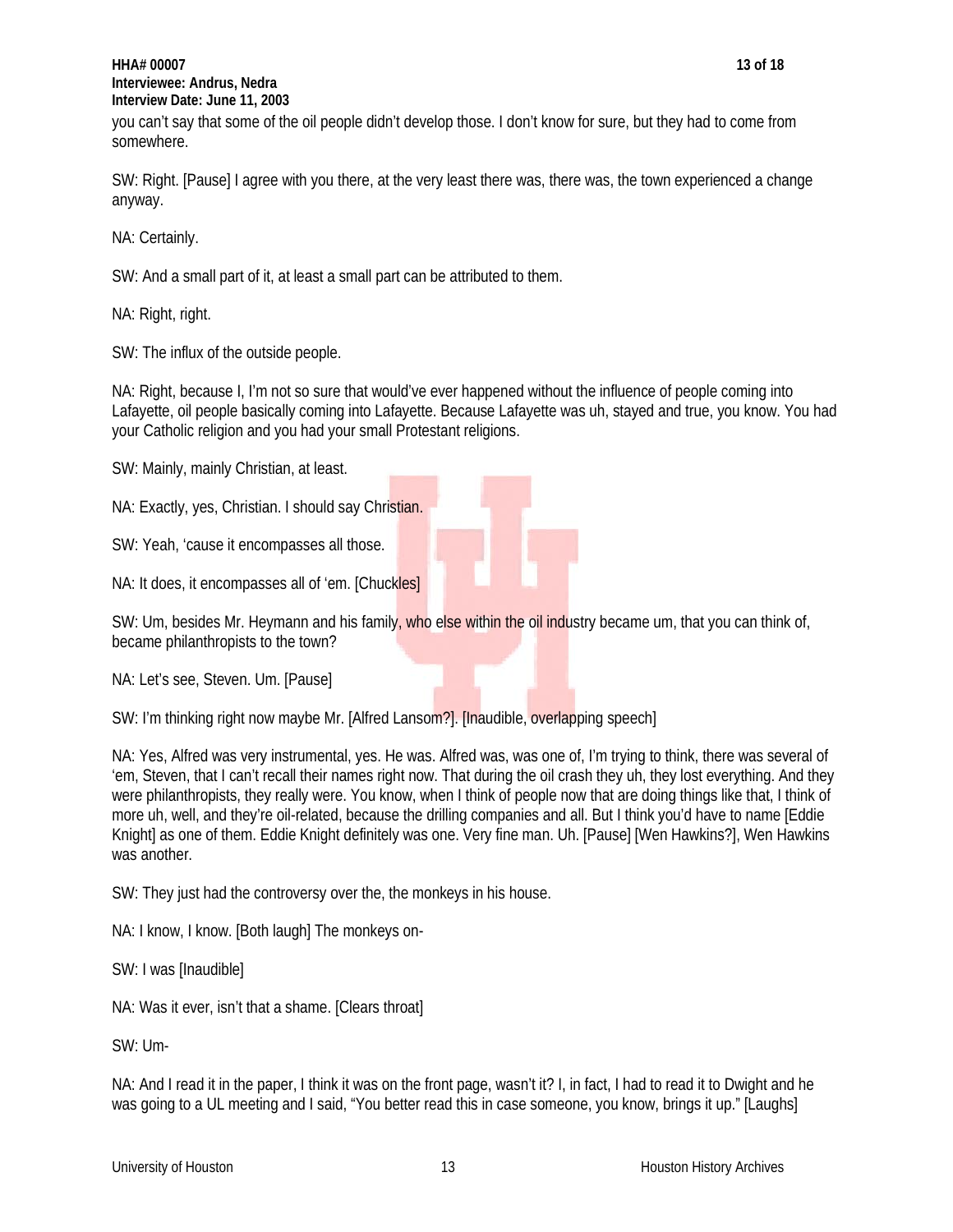you can't say that some of the oil people didn't develop those. I don't know for sure, but they had to come from somewhere.

SW: Right. [Pause] I agree with you there, at the very least there was, there was, the town experienced a change anyway.

NA: Certainly.

SW: And a small part of it, at least a small part can be attributed to them.

NA: Right, right.

SW: The influx of the outside people.

NA: Right, because I, I'm not so sure that would've ever happened without the influence of people coming into Lafayette, oil people basically coming into Lafayette. Because Lafayette was uh, stayed and true, you know. You had your Catholic religion and you had your small Protestant religions.

SW: Mainly, mainly Christian, at least.

NA: Exactly, yes, Christian. I should say Christian.

SW: Yeah, 'cause it encompasses all those.

NA: It does, it encompasses all of 'em. [Chuckles]

SW: Um, besides Mr. Heymann and his family, who else within the oil industry became um, that you can think of, became philanthropists to the town?

NA: Let's see, Steven. Um. [Pause]

SW: I'm thinking right now maybe Mr. [Alfred Lansom?]. [Inaudible, overlapping speech]

NA: Yes, Alfred was very instrumental, yes. He was. Alfred was, was one of, I'm trying to think, there was several of 'em, Steven, that I can't recall their names right now. That during the oil crash they uh, they lost everything. And they were philanthropists, they really were. You know, when I think of people now that are doing things like that, I think of more uh, well, and they're oil-related, because the drilling companies and all. But I think you'd have to name [Eddie Knight] as one of them. Eddie Knight definitely was one. Very fine man. Uh. [Pause] [Wen Hawkins?], Wen Hawkins was another.

SW: They just had the controversy over the, the monkeys in his house.

NA: I know, I know. [Both laugh] The monkeys on-

SW: I was [Inaudible]

NA: Was it ever, isn't that a shame. [Clears throat]

SW: Um-

NA: And I read it in the paper, I think it was on the front page, wasn't it? I, in fact, I had to read it to Dwight and he was going to a UL meeting and I said, "You better read this in case someone, you know, brings it up." [Laughs]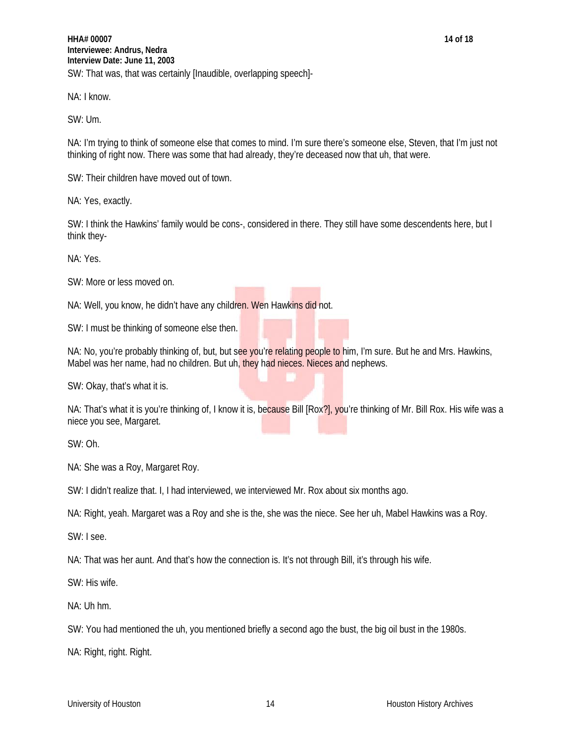SW: That was, that was certainly [Inaudible, overlapping speech]-

NA: I know.

SW: Um.

NA: I'm trying to think of someone else that comes to mind. I'm sure there's someone else, Steven, that I'm just not thinking of right now. There was some that had already, they're deceased now that uh, that were.

SW: Their children have moved out of town.

NA: Yes, exactly.

SW: I think the Hawkins' family would be cons-, considered in there. They still have some descendents here, but I think they-

NA: Yes.

SW: More or less moved on.

NA: Well, you know, he didn't have any children. Wen Hawkins did not.

SW: I must be thinking of someone else then.

NA: No, you're probably thinking of, but, but see you're relating people to him, I'm sure. But he and Mrs. Hawkins, Mabel was her name, had no children. But uh, they had nieces. Nieces and nephews.

SW: Okay, that's what it is.

NA: That's what it is you're thinking of, I know it is, because Bill [Rox?], you're thinking of Mr. Bill Rox. His wife was a niece you see, Margaret.

SW: Oh.

NA: She was a Roy, Margaret Roy.

SW: I didn't realize that. I, I had interviewed, we interviewed Mr. Rox about six months ago.

NA: Right, yeah. Margaret was a Roy and she is the, she was the niece. See her uh, Mabel Hawkins was a Roy.

SW: I see.

NA: That was her aunt. And that's how the connection is. It's not through Bill, it's through his wife.

SW: His wife.

NA: Uh hm.

SW: You had mentioned the uh, you mentioned briefly a second ago the bust, the big oil bust in the 1980s.

NA: Right, right. Right.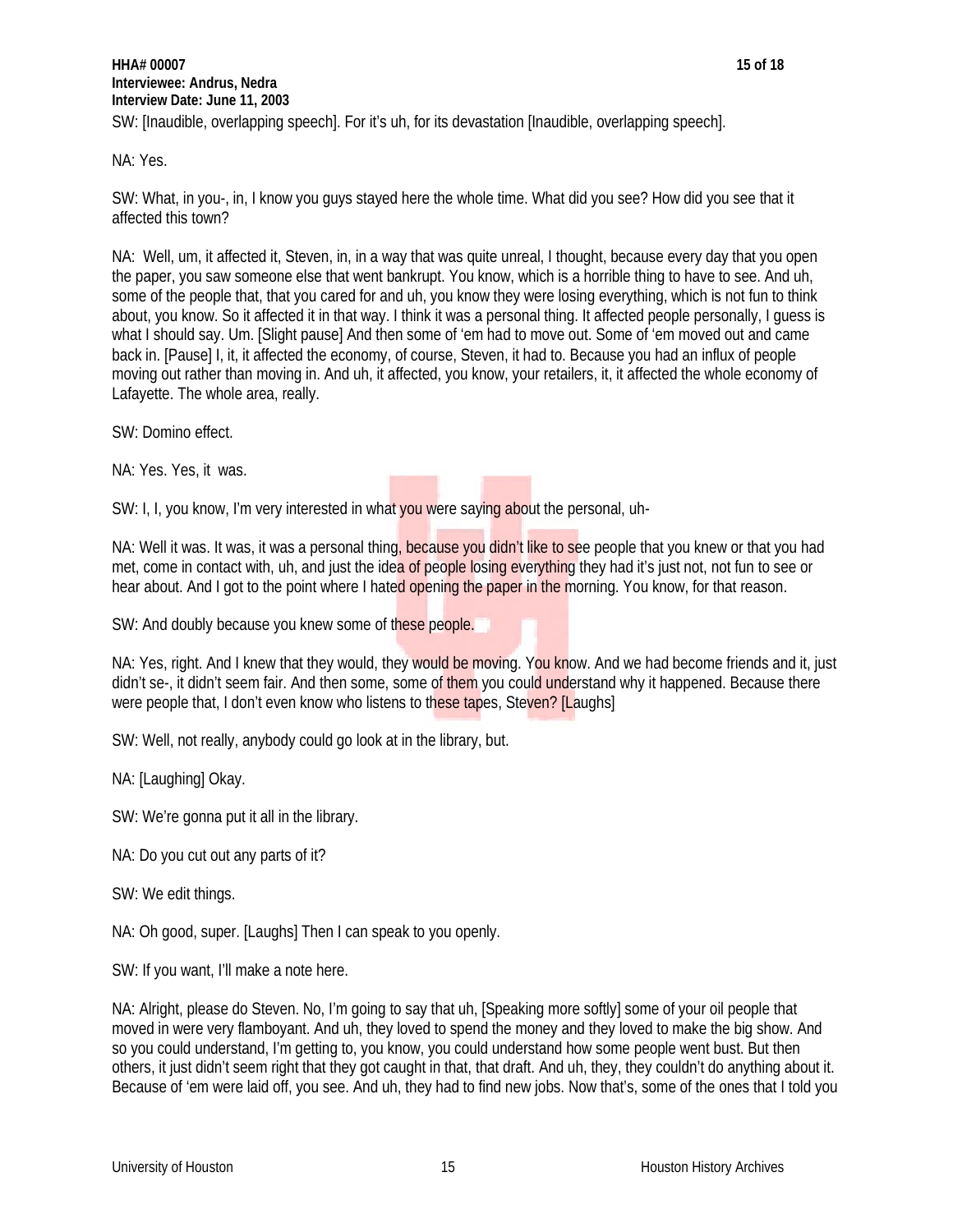SW: [Inaudible, overlapping speech]. For it's uh, for its devastation [Inaudible, overlapping speech].

NA: Yes.

SW: What, in you-, in, I know you guys stayed here the whole time. What did you see? How did you see that it affected this town?

NA: Well, um, it affected it, Steven, in, in a way that was quite unreal, I thought, because every day that you open the paper, you saw someone else that went bankrupt. You know, which is a horrible thing to have to see. And uh, some of the people that, that you cared for and uh, you know they were losing everything, which is not fun to think about, you know. So it affected it in that way. I think it was a personal thing. It affected people personally, I guess is what I should say. Um. [Slight pause] And then some of 'em had to move out. Some of 'em moved out and came back in. [Pause] I, it, it affected the economy, of course, Steven, it had to. Because you had an influx of people moving out rather than moving in. And uh, it affected, you know, your retailers, it, it affected the whole economy of Lafayette. The whole area, really.

SW: Domino effect.

NA: Yes. Yes, it was.

SW: I, I, you know, I'm very interested in what you were saying about the personal, uh-

NA: Well it was. It was, it was a personal thing, because you didn't like to see people that you knew or that you had met, come in contact with, uh, and just the idea of people losing everything they had it's just not, not fun to see or hear about. And I got to the point where I hated opening the paper in the morning. You know, for that reason.

SW: And doubly because you knew some of these people.

NA: Yes, right. And I knew that they would, they would be moving. You know. And we had become friends and it, just didn't se-, it didn't seem fair. And then some, some of them you could understand why it happened. Because there were people that, I don't even know who listens to these tapes, Steven? [Laughs]

SW: Well, not really, anybody could go look at in the library, but.

NA: [Laughing] Okay.

SW: We're gonna put it all in the library.

NA: Do you cut out any parts of it?

SW: We edit things.

NA: Oh good, super. [Laughs] Then I can speak to you openly.

SW: If you want, I'll make a note here.

NA: Alright, please do Steven. No, I'm going to say that uh, [Speaking more softly] some of your oil people that moved in were very flamboyant. And uh, they loved to spend the money and they loved to make the big show. And so you could understand, I'm getting to, you know, you could understand how some people went bust. But then others, it just didn't seem right that they got caught in that, that draft. And uh, they, they couldn't do anything about it. Because of 'em were laid off, you see. And uh, they had to find new jobs. Now that's, some of the ones that I told you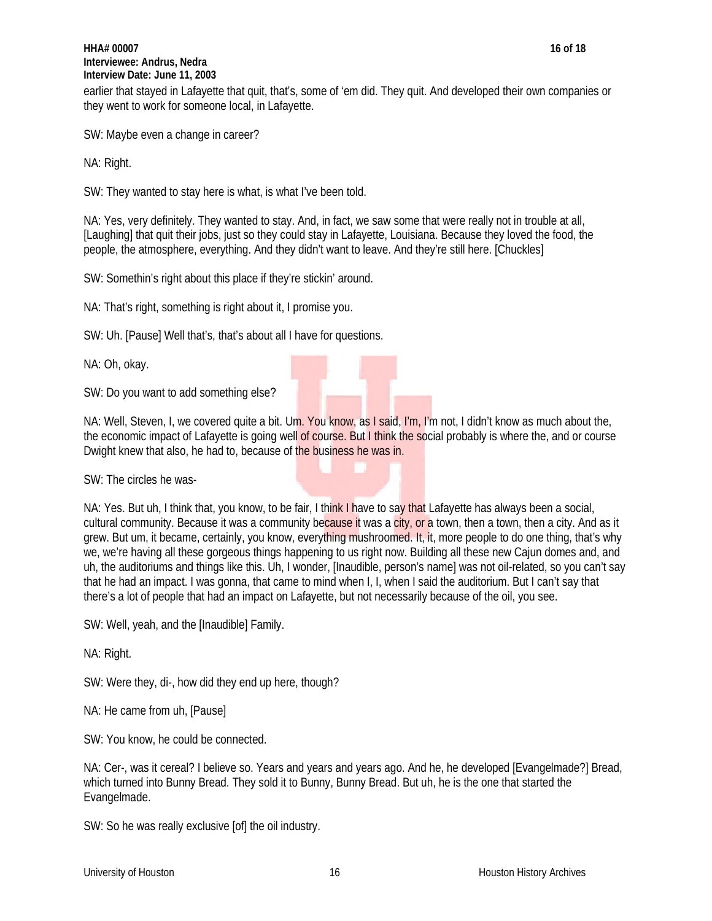earlier that stayed in Lafayette that quit, that's, some of 'em did. They quit. And developed their own companies or they went to work for someone local, in Lafayette.

SW: Maybe even a change in career?

NA: Right.

SW: They wanted to stay here is what, is what I've been told.

NA: Yes, very definitely. They wanted to stay. And, in fact, we saw some that were really not in trouble at all, [Laughing] that quit their jobs, just so they could stay in Lafayette, Louisiana. Because they loved the food, the people, the atmosphere, everything. And they didn't want to leave. And they're still here. [Chuckles]

SW: Somethin's right about this place if they're stickin' around.

NA: That's right, something is right about it, I promise you.

SW: Uh. [Pause] Well that's, that's about all I have for questions.

NA: Oh, okay.

SW: Do you want to add something else?

NA: Well, Steven, I, we covered quite a bit. Um. You know, as I said, I'm, I'm not, I didn't know as much about the, the economic impact of Lafayette is going well of course. But I think the social probably is where the, and or course Dwight knew that also, he had to, because of the business he was in.

SW: The circles he was-

NA: Yes. But uh, I think that, you know, to be fair, I think I have to say that Lafayette has always been a social, cultural community. Because it was a community because it was a city, or a town, then a town, then a city. And as it grew. But um, it became, certainly, you know, everything mushroomed. It, it, more people to do one thing, that's why we, we're having all these gorgeous things happening to us right now. Building all these new Cajun domes and, and uh, the auditoriums and things like this. Uh, I wonder, [Inaudible, person's name] was not oil-related, so you can't say that he had an impact. I was gonna, that came to mind when I, I, when I said the auditorium. But I can't say that there's a lot of people that had an impact on Lafayette, but not necessarily because of the oil, you see.

SW: Well, yeah, and the [Inaudible] Family.

NA: Right.

SW: Were they, di-, how did they end up here, though?

NA: He came from uh, [Pause]

SW: You know, he could be connected.

NA: Cer-, was it cereal? I believe so. Years and years and years ago. And he, he developed [Evangelmade?] Bread, which turned into Bunny Bread. They sold it to Bunny, Bunny Bread. But uh, he is the one that started the Evangelmade.

SW: So he was really exclusive [of] the oil industry.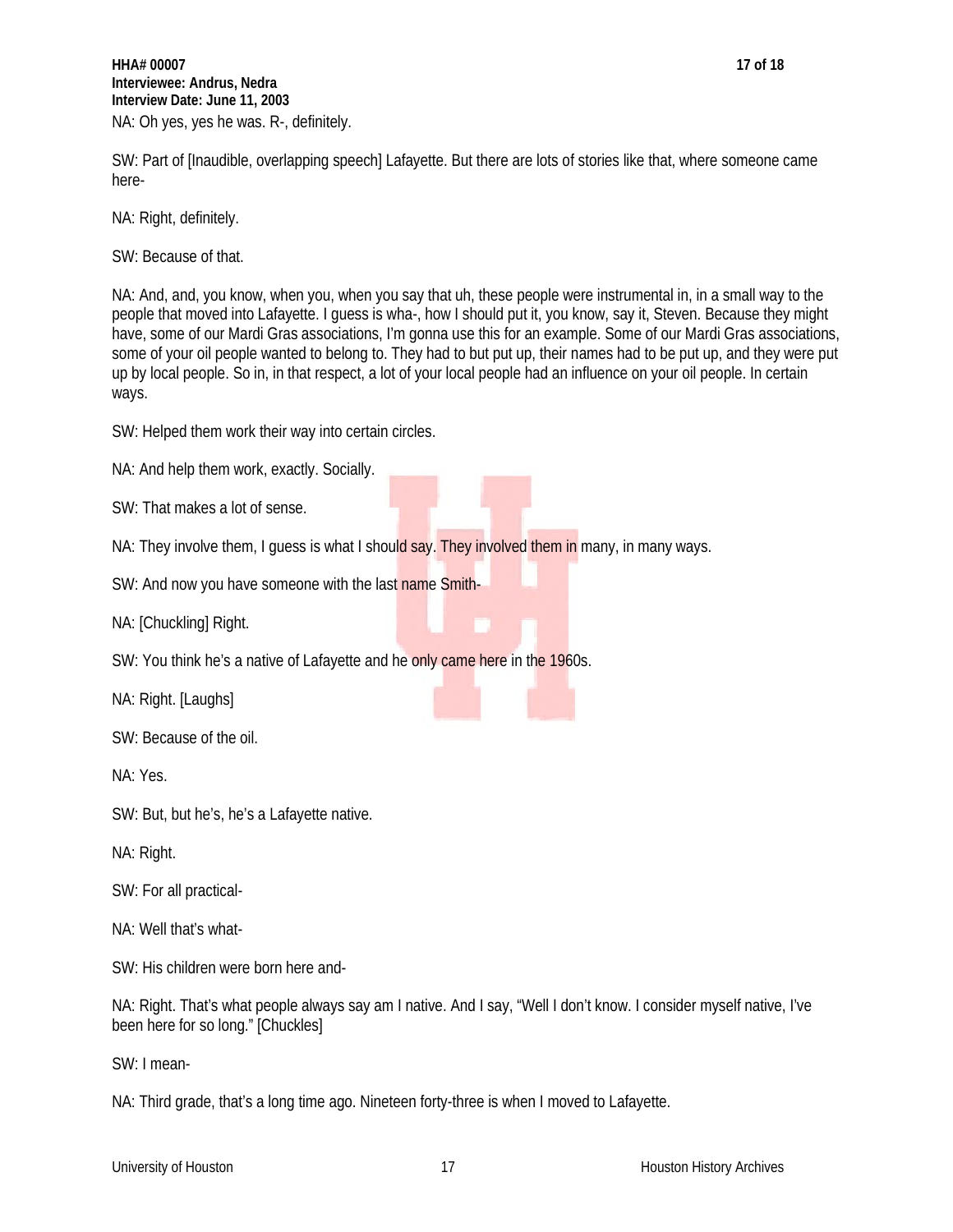NA: Oh yes, yes he was. R-, definitely.

SW: Part of [Inaudible, overlapping speech] Lafayette. But there are lots of stories like that, where someone came here-

NA: Right, definitely.

SW: Because of that.

NA: And, and, you know, when you, when you say that uh, these people were instrumental in, in a small way to the people that moved into Lafayette. I guess is wha-, how I should put it, you know, say it, Steven. Because they might have, some of our Mardi Gras associations, I'm gonna use this for an example. Some of our Mardi Gras associations, some of your oil people wanted to belong to. They had to but put up, their names had to be put up, and they were put up by local people. So in, in that respect, a lot of your local people had an influence on your oil people. In certain ways.

SW: Helped them work their way into certain circles.

NA: And help them work, exactly. Socially.

SW: That makes a lot of sense.

NA: They involve them, I guess is what I should say. They involved them in many, in many ways.

SW: And now you have someone with the last name Smith-

NA: [Chuckling] Right.

SW: You think he's a native of Lafayette and he only came here in the 1960s.

NA: Right. [Laughs]

SW: Because of the oil.

NA: Yes.

SW: But, but he's, he's a Lafayette native.

NA: Right.

SW: For all practical-

NA: Well that's what-

SW: His children were born here and-

NA: Right. That's what people always say am I native. And I say, "Well I don't know. I consider myself native, I've been here for so long." [Chuckles]

SW: I mean-

NA: Third grade, that's a long time ago. Nineteen forty-three is when I moved to Lafayette.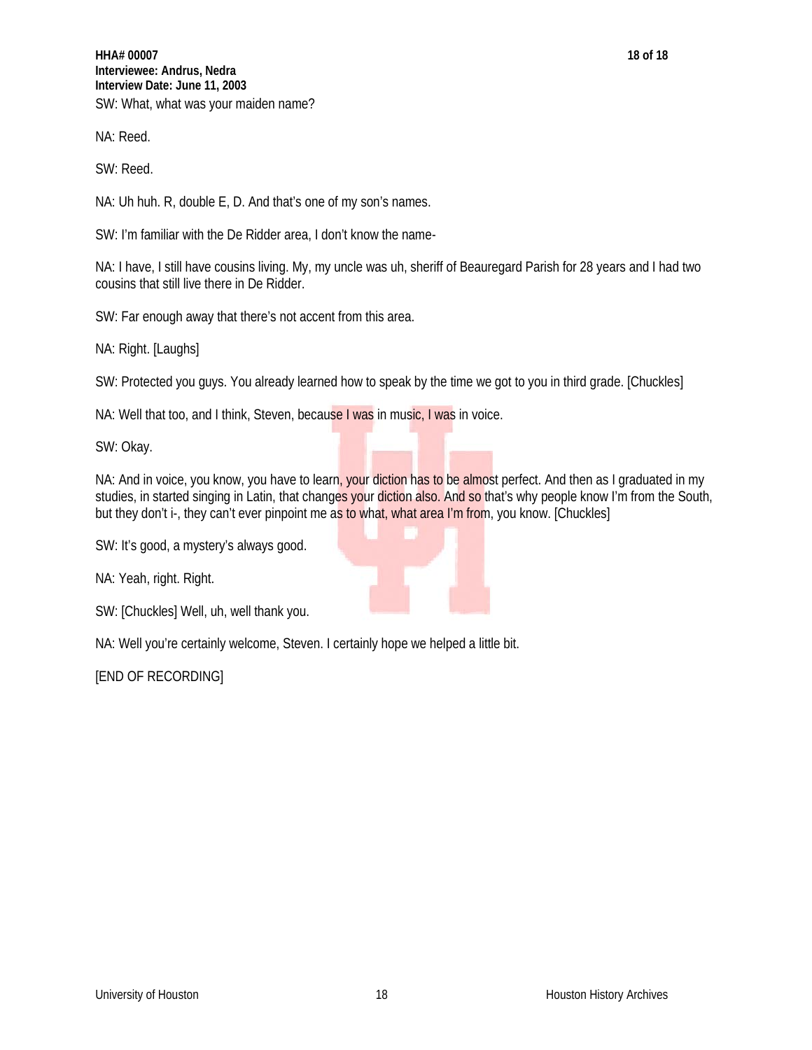SW: What, what was your maiden name?

NA: Reed.

SW: Reed.

NA: Uh huh. R, double E, D. And that's one of my son's names.

SW: I'm familiar with the De Ridder area, I don't know the name-

NA: I have, I still have cousins living. My, my uncle was uh, sheriff of Beauregard Parish for 28 years and I had two cousins that still live there in De Ridder.

SW: Far enough away that there's not accent from this area.

NA: Right. [Laughs]

SW: Protected you guys. You already learned how to speak by the time we got to you in third grade. [Chuckles]

NA: Well that too, and I think, Steven, because I was in music, I was in voice.

SW: Okay.

NA: And in voice, you know, you have to learn, your diction has to be almost perfect. And then as I graduated in my studies, in started singing in Latin, that changes your diction also. And so that's why people know I'm from the South, but they don't i-, they can't ever pinpoint me as to what, what area I'm from, you know. [Chuckles]

SW: It's good, a mystery's always good.

NA: Yeah, right. Right.

SW: [Chuckles] Well, uh, well thank you.

NA: Well you're certainly welcome, Steven. I certainly hope we helped a little bit.

[END OF RECORDING]